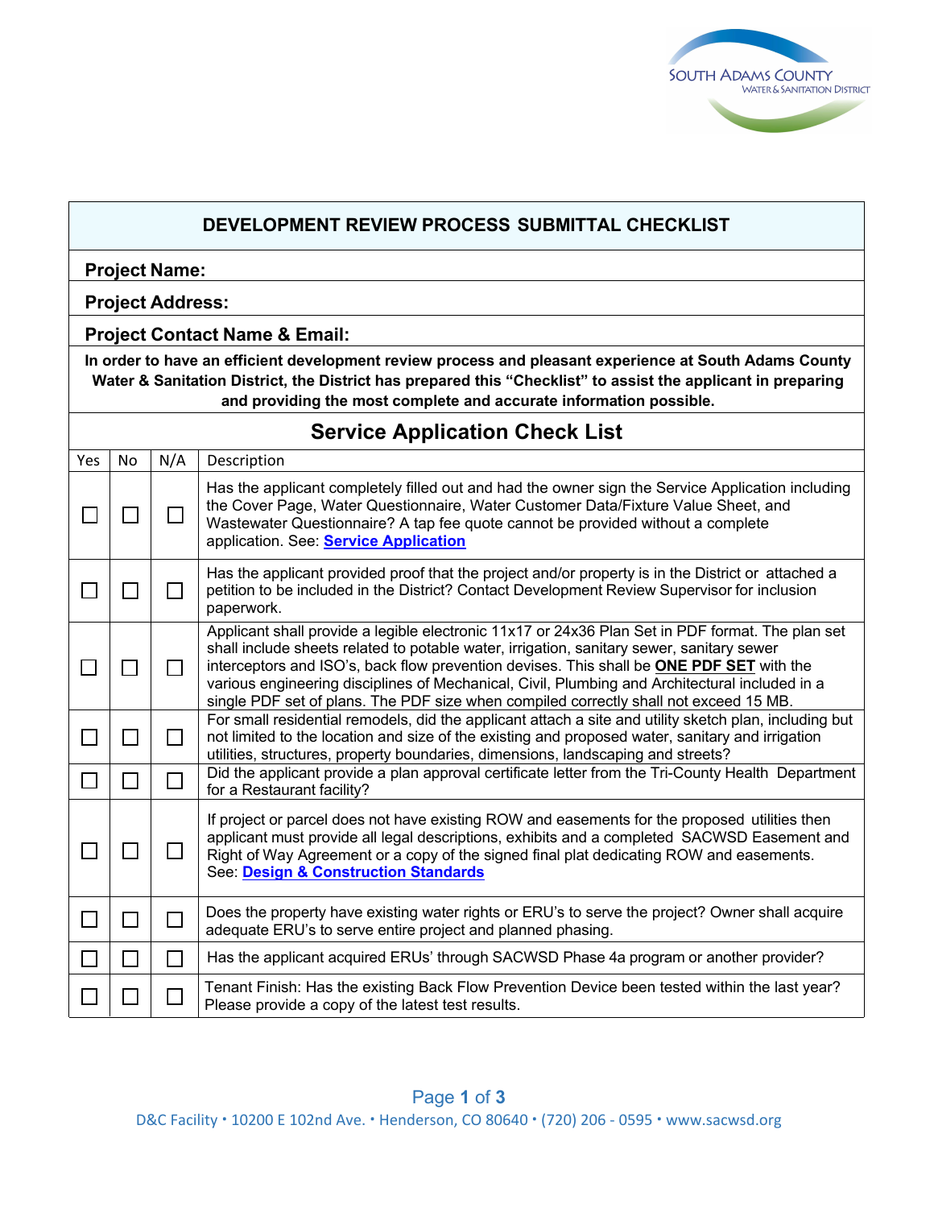# DEVELOPMENT REVIEW PROCESS SUBMITTAL CHECKLIST

**Project Name:**

**Project Address:**

**Project Contact Name & Email:**

**In order to have an efficient development review process and pleasant experience at South Adams County Water & Sanitation District, the District has prepared this "Checklist" to assist the applicant in preparing and providing the most complete and accurate information possible.**

## Service Application Check List

| Yes | No | N/A | Description |
|---|---|---|---|
| ☐ | ☐ | ☐ | Has the applicant completely filled out and had the owner sign the Service Application including the Cover Page, Water Questionnaire, Water Customer Data/Fixture Value Sheet, and Wastewater Questionnaire? A tap fee quote cannot be provided without a complete application. See: **Service Application** |
| ☐ | ☐ | ☐ | Has the applicant provided proof that the project and/or property is in the District or attached a petition to be included in the District? Contact Development Review Supervisor for inclusion paperwork. |
| ☐ | ☐ | ☐ | Applicant shall provide a legible electronic 11x17 or 24x36 Plan Set in PDF format. The plan set shall include sheets related to potable water, irrigation, sanitary sewer, sanitary sewer interceptors and ISO's, back flow prevention devises. This shall be **ONE PDF SET** with the various engineering disciplines of Mechanical, Civil, Plumbing and Architectural included in a single PDF set of plans. The PDF size when compiled correctly shall not exceed 15 MB. |
| ☐ | ☐ | ☐ | For small residential remodels, did the applicant attach a site and utility sketch plan, including but not limited to the location and size of the existing and proposed water, sanitary and irrigation utilities, structures, property boundaries, dimensions, landscaping and streets? |
| ☐ | ☐ | ☐ | Did the applicant provide a plan approval certificate letter from the Tri-County Health Department for a Restaurant facility? |
| ☐ | ☐ | ☐ | If project or parcel does not have existing ROW and easements for the proposed utilities then applicant must provide all legal descriptions, exhibits and a completed SACWSD Easement and Right of Way Agreement or a copy of the signed final plat dedicating ROW and easements. See: **Design & Construction Standards** |
| ☐ | ☐ | ☐ | Does the property have existing water rights or ERU's to serve the project? Owner shall acquire adequate ERU's to serve entire project and planned phasing. |
| ☐ | ☐ | ☐ | Has the applicant acquired ERUs' through SACWSD Phase 4a program or another provider? |
| ☐ | ☐ | ☐ | Tenant Finish: Has the existing Back Flow Prevention Device been tested within the last year? Please provide a copy of the latest test results. |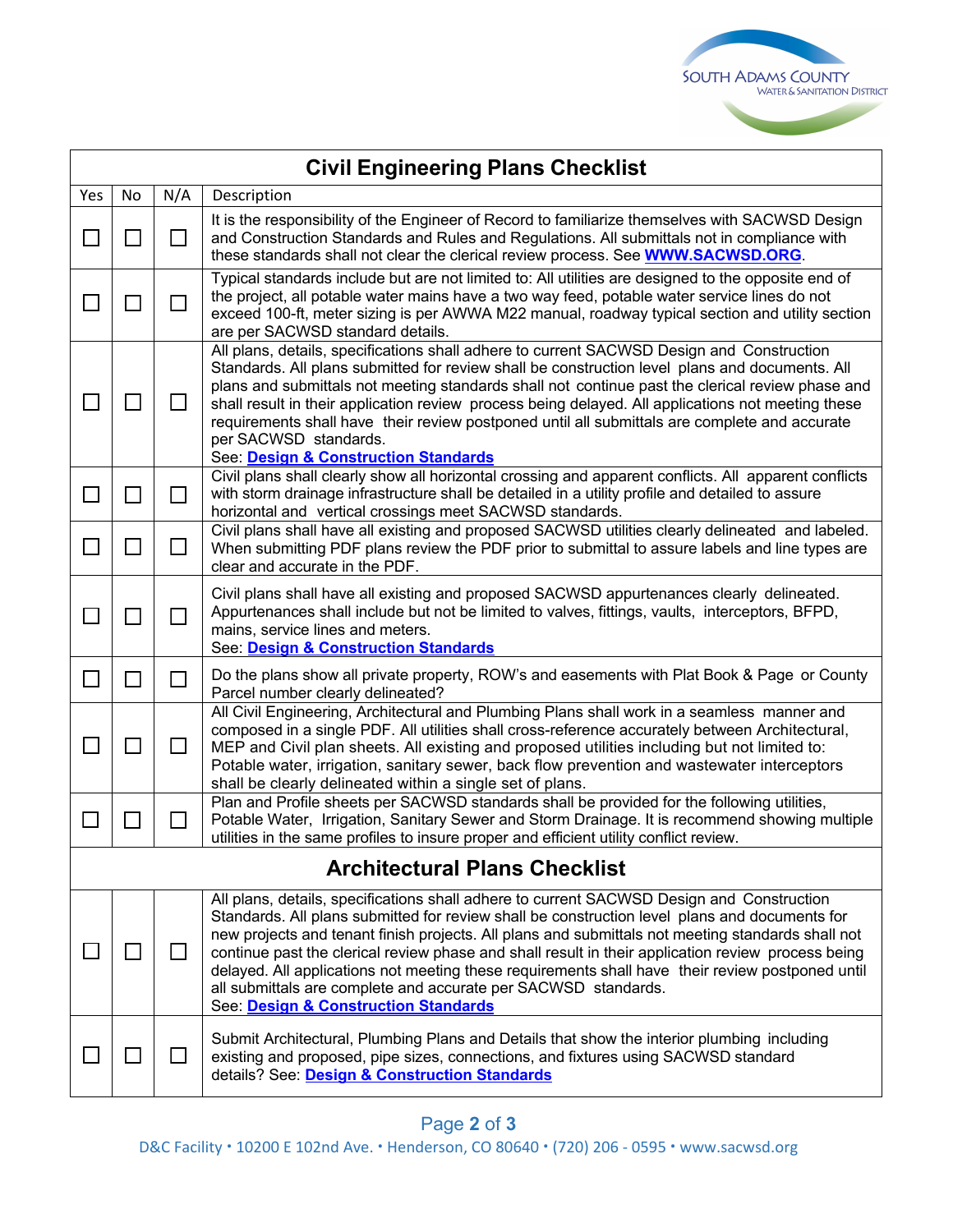## Civil Engineering Plans Checklist

| Yes | No | N/A | Description |
|---|---|---|---|
| ☐ | ☐ | ☐ | It is the responsibility of the Engineer of Record to familiarize themselves with SACWSD Design and Construction Standards and Rules and Regulations. All submittals not in compliance with these standards shall not clear the clerical review process. See **WWW.SACWSD.ORG**. |
| ☐ | ☐ | ☐ | Typical standards include but are not limited to: All utilities are designed to the opposite end of the project, all potable water mains have a two way feed, potable water service lines do not exceed 100-ft, meter sizing is per AWWA M22 manual, roadway typical section and utility section are per SACWSD standard details. |
| ☐ | ☐ | ☐ | All plans, details, specifications shall adhere to current SACWSD Design and Construction Standards. All plans submitted for review shall be construction level plans and documents. All plans and submittals not meeting standards shall not continue past the clerical review phase and shall result in their application review process being delayed. All applications not meeting these requirements shall have their review postponed until all submittals are complete and accurate per SACWSD standards. See: **Design & Construction Standards** |
| ☐ | ☐ | ☐ | Civil plans shall clearly show all horizontal crossing and apparent conflicts. All apparent conflicts with storm drainage infrastructure shall be detailed in a utility profile and detailed to assure horizontal and vertical crossings meet SACWSD standards. |
| ☐ | ☐ | ☐ | Civil plans shall have all existing and proposed SACWSD utilities clearly delineated and labeled. When submitting PDF plans review the PDF prior to submittal to assure labels and line types are clear and accurate in the PDF. |
| ☐ | ☐ | ☐ | Civil plans shall have all existing and proposed SACWSD appurtenances clearly delineated. Appurtenances shall include but not be limited to valves, fittings, vaults, interceptors, BFPD, mains, service lines and meters. See: **Design & Construction Standards** |
| ☐ | ☐ | ☐ | Do the plans show all private property, ROW's and easements with Plat Book & Page or County Parcel number clearly delineated? |
| ☐ | ☐ | ☐ | All Civil Engineering, Architectural and Plumbing Plans shall work in a seamless manner and composed in a single PDF. All utilities shall cross-reference accurately between Architectural, MEP and Civil plan sheets. All existing and proposed utilities including but not limited to: Potable water, irrigation, sanitary sewer, back flow prevention and wastewater interceptors shall be clearly delineated within a single set of plans. |
| ☐ | ☐ | ☐ | Plan and Profile sheets per SACWSD standards shall be provided for the following utilities, Potable Water, Irrigation, Sanitary Sewer and Storm Drainage. It is recommend showing multiple utilities in the same profiles to insure proper and efficient utility conflict review. |

## Architectural Plans Checklist

| Yes | No | N/A | Description |
|---|---|---|---|
| ☐ | ☐ | ☐ | All plans, details, specifications shall adhere to current SACWSD Design and Construction Standards. All plans submitted for review shall be construction level plans and documents for new projects and tenant finish projects. All plans and submittals not meeting standards shall not continue past the clerical review phase and shall result in their application review process being delayed. All applications not meeting these requirements shall have their review postponed until all submittals are complete and accurate per SACWSD standards. See: **Design & Construction Standards** |
| ☐ | ☐ | ☐ | Submit Architectural, Plumbing Plans and Details that show the interior plumbing including existing and proposed, pipe sizes, connections, and fixtures using SACWSD standard details? See: **Design & Construction Standards** |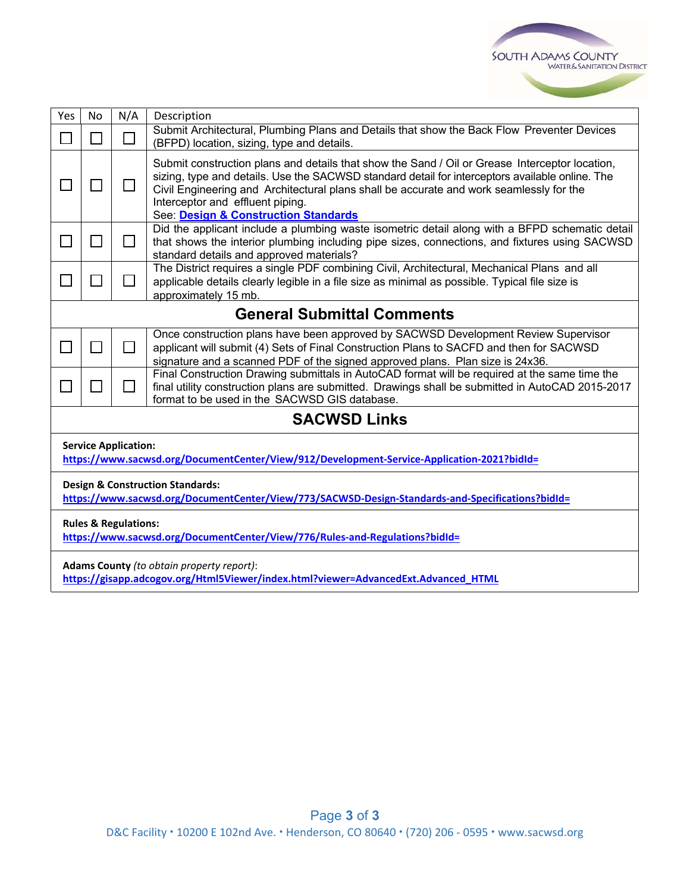| Yes | No | N/A | Description |
|---|---|---|---|
| ☐ | ☐ | ☐ | Submit Architectural, Plumbing Plans and Details that show the Back Flow Preventer Devices (BFPD) location, sizing, type and details. |
| ☐ | ☐ | ☐ | Submit construction plans and details that show the Sand / Oil or Grease Interceptor location, sizing, type and details. Use the SACWSD standard detail for interceptors available online. The Civil Engineering and Architectural plans shall be accurate and work seamlessly for the Interceptor and effluent piping. See: **Design & Construction Standards** |
| ☐ | ☐ | ☐ | Did the applicant include a plumbing waste isometric detail along with a BFPD schematic detail that shows the interior plumbing including pipe sizes, connections, and fixtures using SACWSD standard details and approved materials? |
| ☐ | ☐ | ☐ | The District requires a single PDF combining Civil, Architectural, Mechanical Plans and all applicable details clearly legible in a file size as minimal as possible. Typical file size is approximately 15 mb. |
| | | | **General Submittal Comments** |
| ☐ | ☐ | ☐ | Once construction plans have been approved by SACWSD Development Review Supervisor applicant will submit (4) Sets of Final Construction Plans to SACFD and then for SACWSD signature and a scanned PDF of the signed approved plans. Plan size is 24x36. |
| ☐ | ☐ | ☐ | Final Construction Drawing submittals in AutoCAD format will be required at the same time the final utility construction plans are submitted. Drawings shall be submitted in AutoCAD 2015-2017 format to be used in the SACWSD GIS database. |

## SACWSD Links

**Service Application:**
https://www.sacwsd.org/DocumentCenter/View/912/Development-Service-Application-2021?bidId=

**Design & Construction Standards:**
https://www.sacwsd.org/DocumentCenter/View/773/SACWSD-Design-Standards-and-Specifications?bidId=

**Rules & Regulations:**
https://www.sacwsd.org/DocumentCenter/View/776/Rules-and-Regulations?bidId=

**Adams County** *(to obtain property report)*:
https://gisapp.adcogov.org/Html5Viewer/index.html?viewer=AdvancedExt.Advanced_HTML